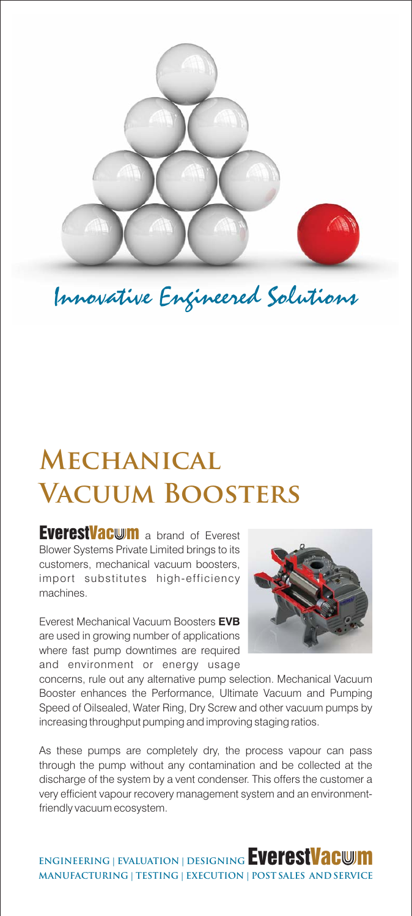*Innovative Engineered Solutions*

# Mechanical Vacuum Boosters

**EverestVacum** a brand of Everest Blower Systems Private Limited brings to its customers, mechanical vacuum boosters, import substitutes high-efficiency machines.

Everest Mechanical Vacuum Boosters **EVB** are used in growing number of applications where fast pump downtimes are required and environment or energy usage concerns, rule out any alternative pump selection. Mechanical Vacuum Booster enhances the Performance, Ultimate Vacuum and Pumping Speed of Oilsealed, Water Ring, Dry Screw and other vacuum pumps by increasing throughput pumping and improving staging ratios.

As these pumps are completely dry, the process vapour can pass through the pump without any contamination and be collected at the discharge of the system by a vent condenser. This offers the customer a very efficient vapour recovery management system and an environment-friendly vacuum ecosystem.

**ENGINEERING | EVALUATION | DESIGNING** **EverestVacum**
**MANUFACTURING | TESTING | EXECUTION | POST SALES AND SERVICE**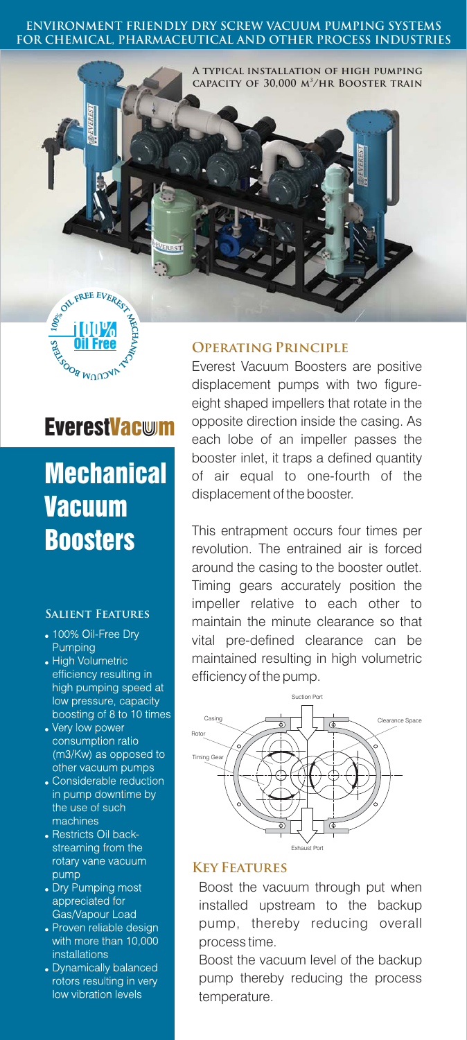**ENVIRONMENT FRIENDLY DRY SCREW VACUUM PUMPING SYSTEMS FOR CHEMICAL, PHARMACEUTICAL AND OTHER PROCESS INDUSTRIES**

A TYPICAL INSTALLATION OF HIGH PUMPING CAPACITY OF 30,000 $M^3$/HR BOOSTER TRAIN

EverestVacum

# Mechanical Vacuum Boosters

### Salient Features

- 100% Oil-Free Dry Pumping
- High Volumetric efficiency resulting in high pumping speed at low pressure, capacity boosting of 8 to 10 times
- Very low power consumption ratio (m3/Kw) as opposed to other vacuum pumps
- Considerable reduction in pump downtime by the use of such machines
- Restricts Oil back-streaming from the rotary vane vacuum pump
- Dry Pumping most appreciated for Gas/Vapour Load
- Proven reliable design with more than 10,000 installations
- Dynamically balanced rotors resulting in very low vibration levels

### Operating Principle

Everest Vacuum Boosters are positive displacement pumps with two figure-eight shaped impellers that rotate in the opposite direction inside the casing. As each lobe of an impeller passes the booster inlet, it traps a defined quantity of air equal to one-fourth of the displacement of the booster.

This entrapment occurs four times per revolution. The entrained air is forced around the casing to the booster outlet. Timing gears accurately position the impeller relative to each other to maintain the minute clearance so that vital pre-defined clearance can be maintained resulting in high volumetric efficiency of the pump.

### Key Features

Boost the vacuum through put when installed upstream to the backup pump, thereby reducing overall process time.

Boost the vacuum level of the backup pump thereby reducing the process temperature.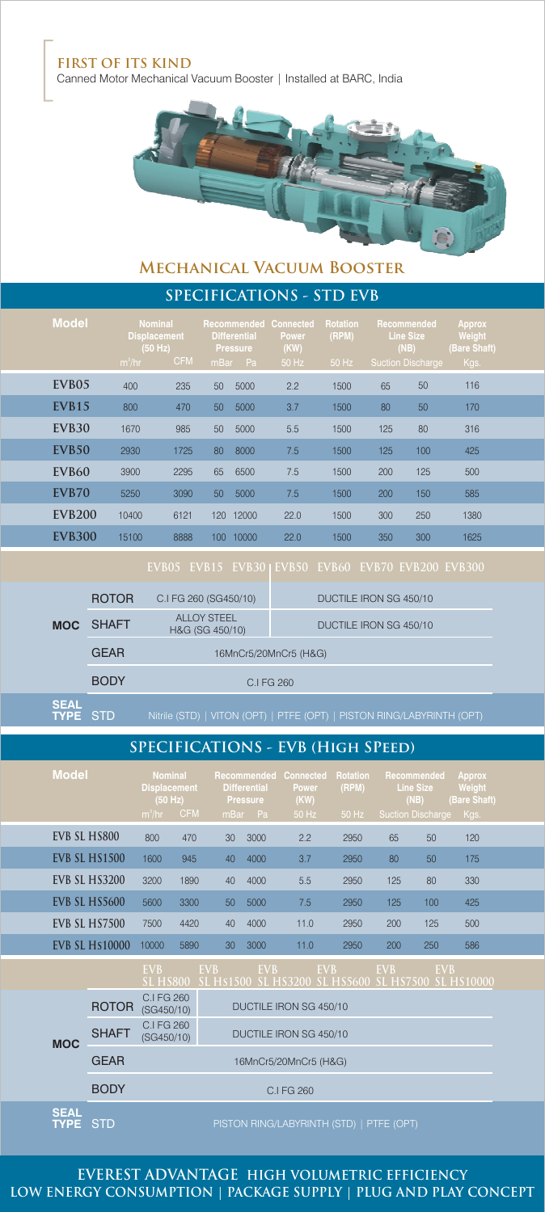**FIRST OF ITS KIND**

Canned Motor Mechanical Vacuum Booster | Installed at BARC, India

## Mechanical Vacuum Booster

### SPECIFICATIONS - STD EVB

| Model | Nominal Displacement (50 Hz) | | Recommended Differential Pressure | | Connected Power (KW) | Rotation (RPM) | Recommended Line Size (NB) | | Approx Weight (Bare Shaft) |
|---|---|---|---|---|---|---|---|---|---|
| | $m^3/hr$ | CFM | mBar | Pa | 50 Hz | 50 Hz | Suction | Discharge | Kgs. |
| EVB05 | 400 | 235 | 50 | 5000 | 2.2 | 1500 | 65 | 50 | 116 |
| EVB15 | 800 | 470 | 50 | 5000 | 3.7 | 1500 | 80 | 50 | 170 |
| EVB30 | 1670 | 985 | 50 | 5000 | 5.5 | 1500 | 125 | 80 | 316 |
| EVB50 | 2930 | 1725 | 80 | 8000 | 7.5 | 1500 | 125 | 100 | 425 |
| EVB60 | 3900 | 2295 | 65 | 6500 | 7.5 | 1500 | 200 | 125 | 500 |
| EVB70 | 5250 | 3090 | 50 | 5000 | 7.5 | 1500 | 200 | 150 | 585 |
| EVB200 | 10400 | 6121 | 120 | 12000 | 22.0 | 1500 | 300 | 250 | 1380 |
| EVB300 | 15100 | 8888 | 100 | 10000 | 22.0 | 1500 | 350 | 300 | 1625 |

| | | EVB05 EVB15 EVB30 | EVB50 EVB60 EVB70 EVB200 EVB300 |
|---|---|---|---|
| MOC | ROTOR | C.I FG 260 (SG450/10) | DUCTILE IRON SG 450/10 |
| | SHAFT | ALLOY STEEL H&G (SG 450/10) | DUCTILE IRON SG 450/10 |
| | GEAR | 16MnCr5/20MnCr5 (H&G) | |
| | BODY | C.I FG 260 | |
| SEAL TYPE | STD | Nitrile (STD) \| VITON (OPT) \| PTFE (OPT) \| PISTON RING/LABYRINTH (OPT) | |

### SPECIFICATIONS - EVB (High SPeed)

| Model | Nominal Displacement (50 Hz) | | Recommended Differential Pressure | | Connected Power (KW) | Rotation (RPM) | Recommended Line Size (NB) | | Approx Weight (Bare Shaft) |
|---|---|---|---|---|---|---|---|---|---|
| | $m^3/hr$ | CFM | mBar | Pa | 50 Hz | 50 Hz | Suction | Discharge | Kgs. |
| EVB SL HS800 | 800 | 470 | 30 | 3000 | 2.2 | 2950 | 65 | 50 | 120 |
| EVB SL HS1500 | 1600 | 945 | 40 | 4000 | 3.7 | 2950 | 80 | 50 | 175 |
| EVB SL HS3200 | 3200 | 1890 | 40 | 4000 | 5.5 | 2950 | 125 | 80 | 330 |
| EVB SL HS5600 | 5600 | 3300 | 50 | 5000 | 7.5 | 2950 | 125 | 100 | 425 |
| EVB SL HS7500 | 7500 | 4420 | 40 | 4000 | 11.0 | 2950 | 200 | 125 | 500 |
| EVB SL HS10000 | 10000 | 5890 | 30 | 3000 | 11.0 | 2950 | 200 | 250 | 586 |

| | | EVB SL HS800 | EVB SL HS1500 EVB SL HS3200 EVB SL HS5600 EVB SL HS7500 EVB SL HS10000 |
|---|---|---|---|
| MOC | ROTOR | C.I FG 260 (SG450/10) | DUCTILE IRON SG 450/10 |
| | SHAFT | C.I FG 260 (SG450/10) | DUCTILE IRON SG 450/10 |
| | GEAR | 16MnCr5/20MnCr5 (H&G) | |
| | BODY | C.I FG 260 | |
| SEAL TYPE | STD | PISTON RING/LABYRINTH (STD) \| PTFE (OPT) | |

**EVEREST ADVANTAGE HIGH VOLUMETRIC EFFICIENCY LOW ENERGY CONSUMPTION | PACKAGE SUPPLY | PLUG AND PLAY CONCEPT**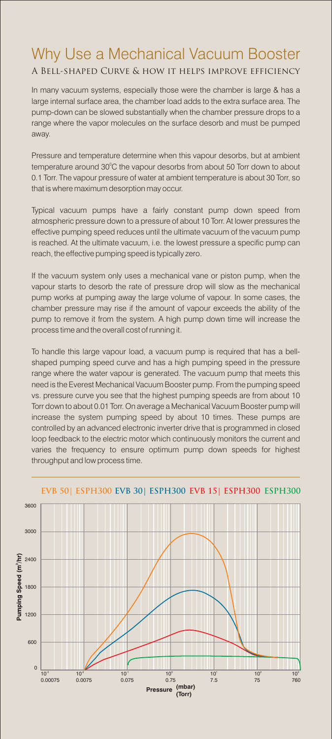# Why Use a Mechanical Vacuum Booster

## A Bell-shaped Curve & how it helps improve efficiency

In many vacuum systems, especially those were the chamber is large & has a large internal surface area, the chamber load adds to the extra surface area. The pump-down can be slowed substantially when the chamber pressure drops to a range where the vapor molecules on the surface desorb and must be pumped away.

Pressure and temperature determine when this vapour desorbs, but at ambient temperature around 30°C the vapour desorbs from about 50 Torr down to about 0.1 Torr. The vapour pressure of water at ambient temperature is about 30 Torr, so that is where maximum desorption may occur.

Typical vacuum pumps have a fairly constant pump down speed from atmospheric pressure down to a pressure of about 10 Torr. At lower pressures the effective pumping speed reduces until the ultimate vacuum of the vacuum pump is reached. At the ultimate vacuum, i.e. the lowest pressure a specific pump can reach, the effective pumping speed is typically zero.

If the vacuum system only uses a mechanical vane or piston pump, when the vapour starts to desorb the rate of pressure drop will slow as the mechanical pump works at pumping away the large volume of vapour. In some cases, the chamber pressure may rise if the amount of vapour exceeds the ability of the pump to remove it from the system. A high pump down time will increase the process time and the overall cost of running it.

To handle this large vapour load, a vacuum pump is required that has a bell-shaped pumping speed curve and has a high pumping speed in the pressure range where the water vapour is generated. The vacuum pump that meets this need is the Everest Mechanical Vacuum Booster pump. From the pumping speed vs. pressure curve you see that the highest pumping speeds are from about 10 Torr down to about 0.01 Torr. On average a Mechanical Vacuum Booster pump will increase the system pumping speed by about 10 times. These pumps are controlled by an advanced electronic inverter drive that is programmed in closed loop feedback to the electric motor which continuously monitors the current and varies the frequency to ensure optimum pump down speeds for highest throughput and low process time.

EVB 50| ESPH300 EVB 30| ESPH300 EVB 15| ESPH300 ESPH300

Pumping Speed ($m^3/hr$): 0, 600, 1200, 1800, 2400, 3000, 3600

Pressure (mbar) / (Torr): $10^{-3}$ / 0.00075, $10^{-2}$ / 0.0075, $10^{-1}$ / 0.075, $10^{0}$ / 0.75, $10^{1}$ / 7.5, $10^{2}$ / 75, $10^{3}$ / 760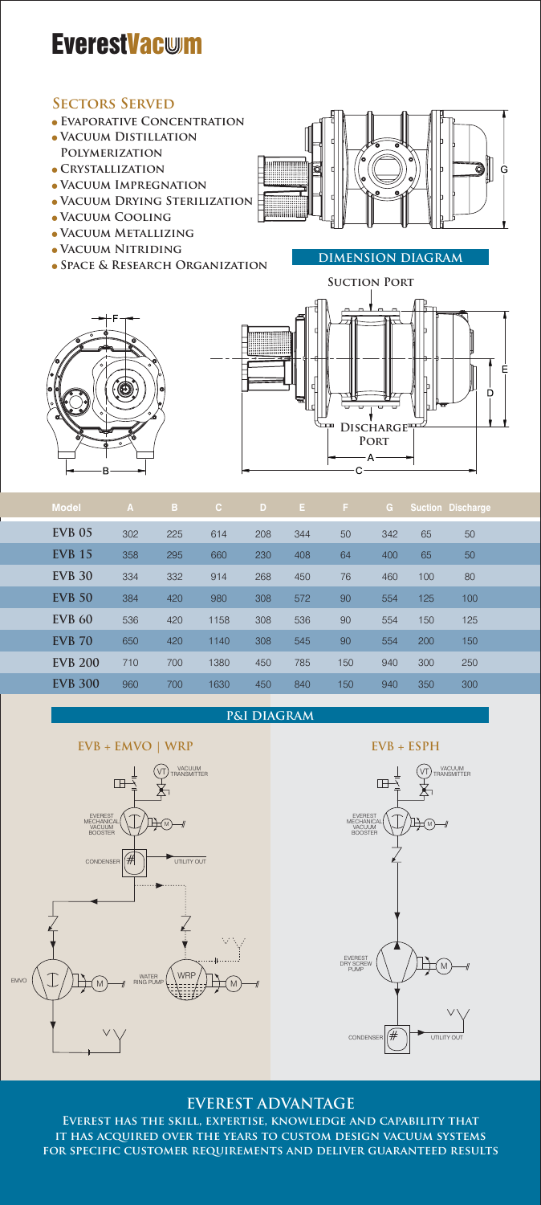# EverestVacum

## Sectors Served

- Evaporative Concentration
- Vacuum Distillation Polymerization
- Crystallization
- Vacuum Impregnation
- Vacuum Drying Sterilization
- Vacuum Cooling
- Vacuum Metallizing
- Vacuum Nitriding
- Space & Research Organization

## DIMENSION DIAGRAM

| Model | A | B | C | D | E | F | G | Suction | Discharge |
|---|---|---|---|---|---|---|---|---|---|
| EVB 05 | 302 | 225 | 614 | 208 | 344 | 50 | 342 | 65 | 50 |
| EVB 15 | 358 | 295 | 660 | 230 | 408 | 64 | 400 | 65 | 50 |
| EVB 30 | 334 | 332 | 914 | 268 | 450 | 76 | 460 | 100 | 80 |
| EVB 50 | 384 | 420 | 980 | 308 | 572 | 90 | 554 | 125 | 100 |
| EVB 60 | 536 | 420 | 1158 | 308 | 536 | 90 | 554 | 150 | 125 |
| EVB 70 | 650 | 420 | 1140 | 308 | 545 | 90 | 554 | 200 | 150 |
| EVB 200 | 710 | 700 | 1380 | 450 | 785 | 150 | 940 | 300 | 250 |
| EVB 300 | 960 | 700 | 1630 | 450 | 840 | 150 | 940 | 350 | 300 |

## P&I DIAGRAM

### EVB + EMVO | WRP

### EVB + ESPH

## EVEREST ADVANTAGE

**Everest has the skill, expertise, knowledge and capability that it has acquired over the years to custom design vacuum systems for specific customer requirements and deliver guaranteed results**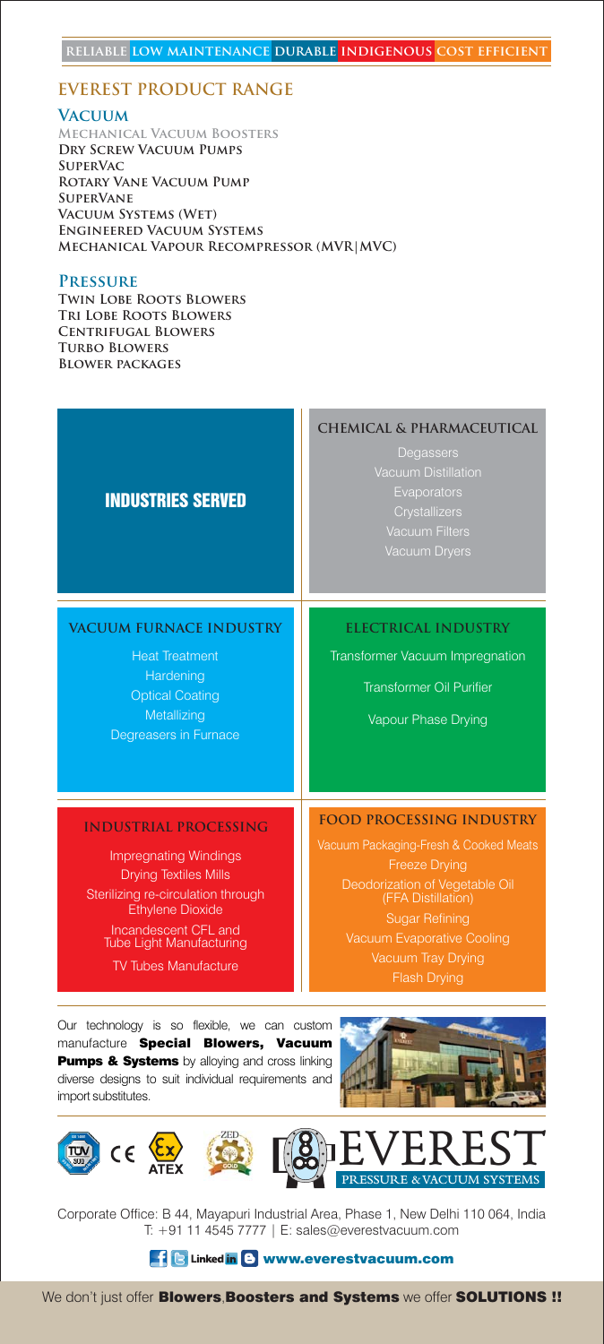RELIABLE LOW MAINTENANCE DURABLE INDIGENOUS COST EFFICIENT

## EVEREST PRODUCT RANGE

### Vacuum

- Mechanical Vacuum Boosters
- Dry Screw Vacuum Pumps
- SuperVac
- Rotary Vane Vacuum Pump
- SuperVane
- Vacuum Systems (Wet)
- Engineered Vacuum Systems
- Mechanical Vapour Recompressor (MVR|MVC)

### Pressure

- Twin Lobe Roots Blowers
- Tri Lobe Roots Blowers
- Centrifugal Blowers
- Turbo Blowers
- Blower packages

## INDUSTRIES SERVED

### CHEMICAL & PHARMACEUTICAL

- Degassers
- Vacuum Distillation
- Evaporators
- Crystallizers
- Vacuum Filters
- Vacuum Dryers

### VACUUM FURNACE INDUSTRY

- Heat Treatment
- Hardening
- Optical Coating
- Metallizing
- Degreasers in Furnace

### ELECTRICAL INDUSTRY

- Transformer Vacuum Impregnation
- Transformer Oil Purifier
- Vapour Phase Drying

### INDUSTRIAL PROCESSING

- Impregnating Windings
- Drying Textiles Mills
- Sterilizing re-circulation through Ethylene Dioxide
- Incandescent CFL and Tube Light Manufacturing
- TV Tubes Manufacture

### FOOD PROCESSING INDUSTRY

- Vacuum Packaging-Fresh & Cooked Meats
- Freeze Drying
- Deodorization of Vegetable Oil (FFA Distillation)
- Sugar Refining
- Vacuum Evaporative Cooling
- Vacuum Tray Drying
- Flash Drying

Our technology is so flexible, we can custom manufacture **Special Blowers, Vacuum Pumps & Systems** by alloying and cross linking diverse designs to suit individual requirements and import substitutes.

TÜV SÜD CE ATEX ZED GOLD

EVEREST PRESSURE & VACUUM SYSTEMS

Corporate Office: B 44, Mayapuri Industrial Area, Phase 1, New Delhi 110 064, India
T: +91 11 4545 7777 | E: sales@everestvacuum.com

www.everestvacuum.com

We don't just offer **Blowers**,**Boosters and Systems** we offer **SOLUTIONS !!**